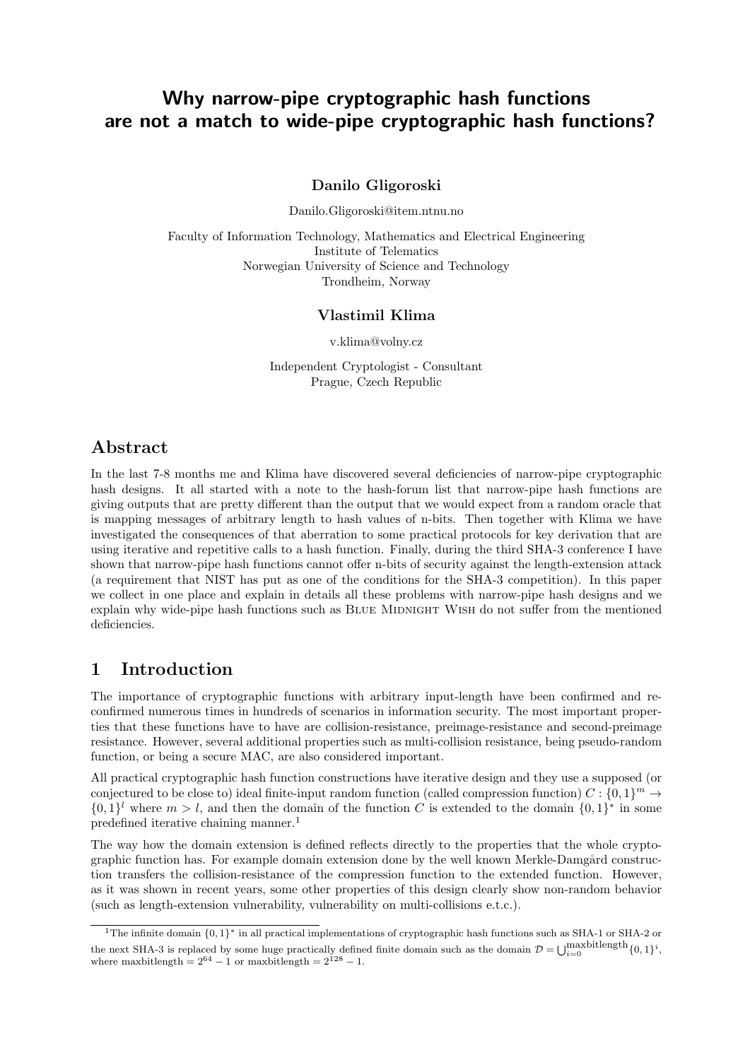# Why narrow-pipe cryptographic hash functions are not a match to wide-pipe cryptographic hash functions?

**Danilo Gligoroski**

Danilo.Gligoroski@item.ntnu.no

Faculty of Information Technology, Mathematics and Electrical Engineering
Institute of Telematics
Norwegian University of Science and Technology
Trondheim, Norway

**Vlastimil Klima**

v.klima@volny.cz

Independent Cryptologist - Consultant
Prague, Czech Republic

## Abstract

In the last 7-8 months me and Klima have discovered several deficiencies of narrow-pipe cryptographic hash designs. It all started with a note to the hash-forum list that narrow-pipe hash functions are giving outputs that are pretty different than the output that we would expect from a random oracle that is mapping messages of arbitrary length to hash values of n-bits. Then together with Klima we have investigated the consequences of that aberration to some practical protocols for key derivation that are using iterative and repetitive calls to a hash function. Finally, during the third SHA-3 conference I have shown that narrow-pipe hash functions cannot offer n-bits of security against the length-extension attack (a requirement that NIST has put as one of the conditions for the SHA-3 competition). In this paper we collect in one place and explain in details all these problems with narrow-pipe hash designs and we explain why wide-pipe hash functions such as Blue Midnight Wish do not suffer from the mentioned deficiencies.

## 1 Introduction

The importance of cryptographic functions with arbitrary input-length have been confirmed and re-confirmed numerous times in hundreds of scenarios in information security. The most important properties that these functions have to have are collision-resistance, preimage-resistance and second-preimage resistance. However, several additional properties such as multi-collision resistance, being pseudo-random function, or being a secure MAC, are also considered important.

All practical cryptographic hash function constructions have iterative design and they use a supposed (or conjectured to be close to) ideal finite-input random function (called compression function) $C : \{0,1\}^m \rightarrow \{0,1\}^l$ where $m > l$, and then the domain of the function $C$ is extended to the domain $\{0,1\}^*$ in some predefined iterative chaining manner.[1]

The way how the domain extension is defined reflects directly to the properties that the whole cryptographic function has. For example domain extension done by the well known Merkle-Damgård construction transfers the collision-resistance of the compression function to the extended function. However, as it was shown in recent years, some other properties of this design clearly show non-random behavior (such as length-extension vulnerability, vulnerability on multi-collisions e.t.c.).

---

[1] The infinite domain $\{0,1\}^*$ in all practical implementations of cryptographic hash functions such as SHA-1 or SHA-2 or the next SHA-3 is replaced by some huge practically defined finite domain such as the domain $\mathcal{D} = \bigcup_{i=0}^{\text{maxbitlength}} \{0,1\}^i$, where maxbitlength $= 2^{64} - 1$ or maxbitlength $= 2^{128} - 1$.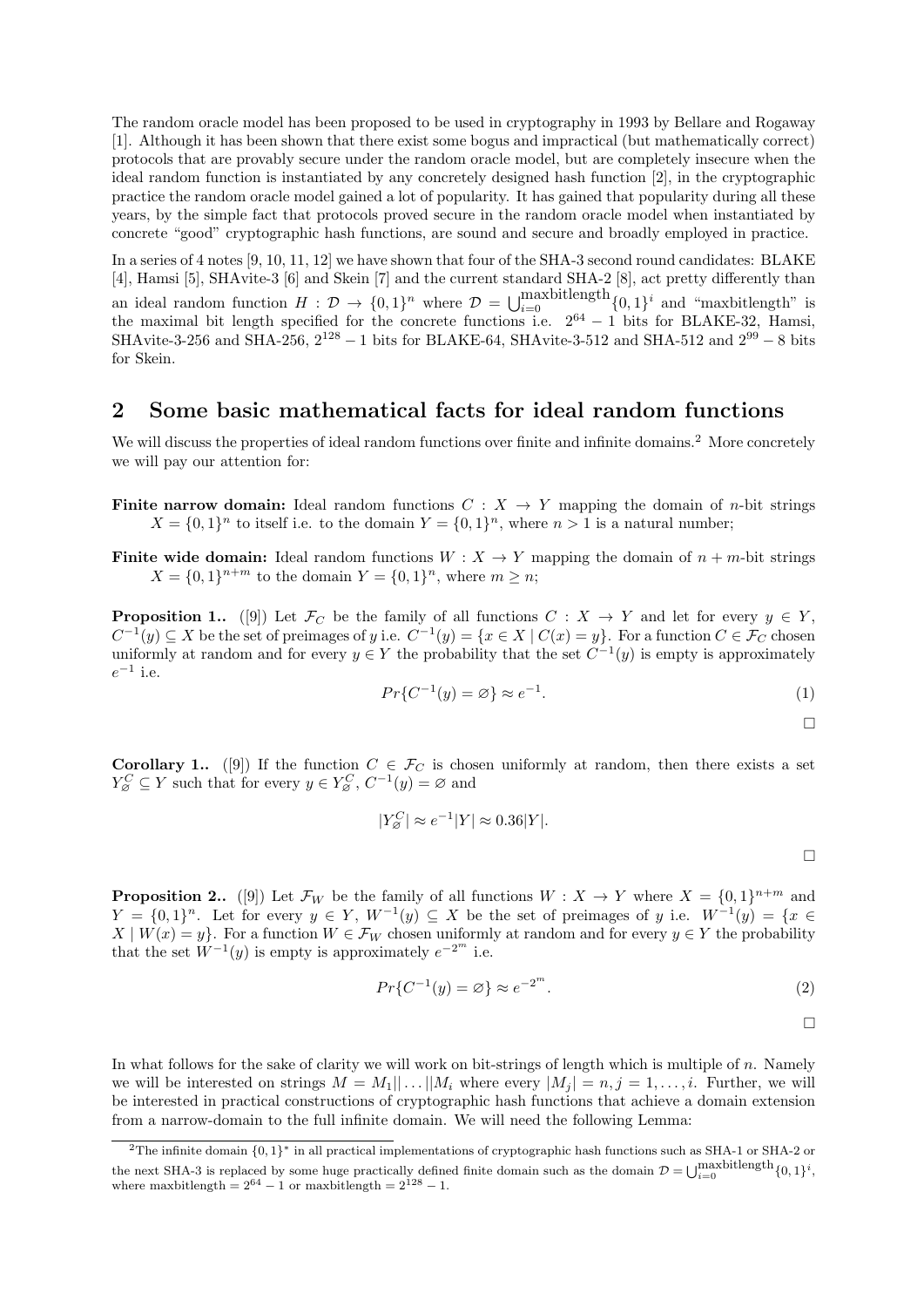The random oracle model has been proposed to be used in cryptography in 1993 by Bellare and Rogaway [1]. Although it has been shown that there exist some bogus and impractical (but mathematically correct) protocols that are provably secure under the random oracle model, but are completely insecure when the ideal random function is instantiated by any concretely designed hash function [2], in the cryptographic practice the random oracle model gained a lot of popularity. It has gained that popularity during all these years, by the simple fact that protocols proved secure in the random oracle model when instantiated by concrete "good" cryptographic hash functions, are sound and secure and broadly employed in practice.

In a series of 4 notes [9, 10, 11, 12] we have shown that four of the SHA-3 second round candidates: BLAKE [4], Hamsi [5], SHAvite-3 [6] and Skein [7] and the current standard SHA-2 [8], act pretty differently than an ideal random function $H : \mathcal{D} \rightarrow \{0,1\}^n$ where $\mathcal{D} = \bigcup_{i=0}^{\text{maxbitlength}} \{0,1\}^i$ and "maxbitlength" is the maximal bit length specified for the concrete functions i.e. $2^{64} - 1$ bits for BLAKE-32, Hamsi, SHAvite-3-256 and SHA-256, $2^{128} - 1$ bits for BLAKE-64, SHAvite-3-512 and SHA-512 and $2^{99} - 8$ bits for Skein.

## 2 Some basic mathematical facts for ideal random functions

We will discuss the properties of ideal random functions over finite and infinite domains.[2] More concretely we will pay our attention for:

**Finite narrow domain:** Ideal random functions $C : X \rightarrow Y$ mapping the domain of $n$-bit strings $X = \{0,1\}^n$ to itself i.e. to the domain $Y = \{0,1\}^n$, where $n > 1$ is a natural number;

**Finite wide domain:** Ideal random functions $W : X \rightarrow Y$ mapping the domain of $n + m$-bit strings $X = \{0,1\}^{n+m}$ to the domain $Y = \{0,1\}^n$, where $m \geq n$;

**Proposition 1..** ([9]) Let $\mathcal{F}_C$ be the family of all functions $C : X \rightarrow Y$ and let for every $y \in Y$, $C^{-1}(y) \subseteq X$ be the set of preimages of $y$ i.e. $C^{-1}(y) = \{x \in X \mid C(x) = y\}$. For a function $C \in \mathcal{F}_C$ chosen uniformly at random and for every $y \in Y$ the probability that the set $C^{-1}(y)$ is empty is approximately $e^{-1}$ i.e.

$$Pr\{C^{-1}(y) = \varnothing\} \approx e^{-1}. \tag{1}$$

□

**Corollary 1..** ([9]) If the function $C \in \mathcal{F}_C$ is chosen uniformly at random, then there exists a set $Y_{\varnothing}^C \subseteq Y$ such that for every $y \in Y_{\varnothing}^C$, $C^{-1}(y) = \varnothing$ and

$$|Y_{\varnothing}^C| \approx e^{-1}|Y| \approx 0.36|Y|.$$

□

**Proposition 2..** ([9]) Let $\mathcal{F}_W$ be the family of all functions $W : X \rightarrow Y$ where $X = \{0,1\}^{n+m}$ and $Y = \{0,1\}^n$. Let for every $y \in Y$, $W^{-1}(y) \subseteq X$ be the set of preimages of $y$ i.e. $W^{-1}(y) = \{x \in X \mid W(x) = y\}$. For a function $W \in \mathcal{F}_W$ chosen uniformly at random and for every $y \in Y$ the probability that the set $W^{-1}(y)$ is empty is approximately $e^{-2^m}$ i.e.

$$Pr\{C^{-1}(y) = \varnothing\} \approx e^{-2^m}. \tag{2}$$

□

In what follows for the sake of clarity we will work on bit-strings of length which is multiple of $n$. Namely we will be interested on strings $M = M_1 || \ldots || M_i$ where every $|M_j| = n, j = 1, \ldots, i$. Further, we will be interested in practical constructions of cryptographic hash functions that achieve a domain extension from a narrow-domain to the full infinite domain. We will need the following Lemma:

[2] The infinite domain $\{0,1\}^*$ in all practical implementations of cryptographic hash functions such as SHA-1 or SHA-2 or the next SHA-3 is replaced by some huge practically defined finite domain such as the domain $\mathcal{D} = \bigcup_{i=0}^{\text{maxbitlength}} \{0,1\}^i$, where maxbitlength $= 2^{64} - 1$ or maxbitlength $= 2^{128} - 1$.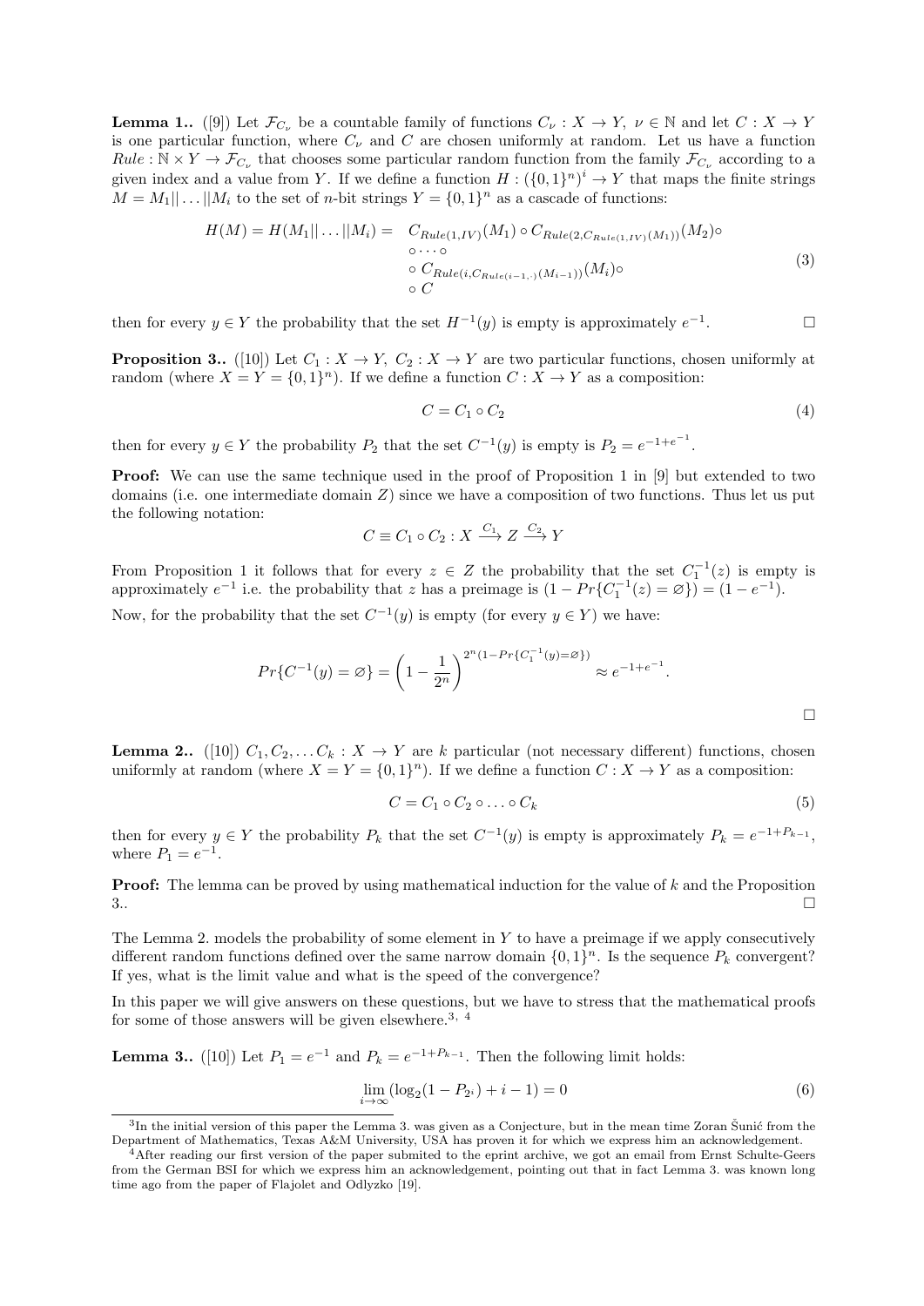**Lemma 1..** ([9]) Let $\mathcal{F}_{C_\nu}$ be a countable family of functions $C_\nu : X \to Y,\ \nu \in \mathbb{N}$ and let $C : X \to Y$ is one particular function, where $C_\nu$ and $C$ are chosen uniformly at random. Let us have a function $Rule : \mathbb{N} \times Y \to \mathcal{F}_{C_\nu}$ that chooses some particular random function from the family $\mathcal{F}_{C_\nu}$ according to a given index and a value from $Y$. If we define a function $H : (\{0,1\}^n)^i \to Y$ that maps the finite strings $M = M_1||\ldots||M_i$ to the set of $n$-bit strings $Y = \{0,1\}^n$ as a cascade of functions:

$$
\begin{aligned}
H(M) = H(M_1||\ldots||M_i) = \quad & C_{Rule(1,IV)}(M_1) \circ C_{Rule(2,C_{Rule(1,IV)}(M_1))}(M_2) \circ \\
& \circ \cdots \circ \\
& \circ\, C_{Rule(i,C_{Rule(i-1,\cdot)}(M_{i-1}))}(M_i) \circ \\
& \circ\, C
\end{aligned}
\tag{3}
$$

then for every $y \in Y$ the probability that the set $H^{-1}(y)$ is empty is approximately $e^{-1}$. □

**Proposition 3..** ([10]) Let $C_1 : X \to Y,\ C_2 : X \to Y$ are two particular functions, chosen uniformly at random (where $X = Y = \{0,1\}^n$). If we define a function $C : X \to Y$ as a composition:

$$
C = C_1 \circ C_2 \tag{4}
$$

then for every $y \in Y$ the probability $P_2$ that the set $C^{-1}(y)$ is empty is $P_2 = e^{-1+e^{-1}}$.

**Proof:** We can use the same technique used in the proof of Proposition 1 in [9] but extended to two domains (i.e. one intermediate domain $Z$) since we have a composition of two functions. Thus let us put the following notation:

$$
C \equiv C_1 \circ C_2 : X \xrightarrow{C_1} Z \xrightarrow{C_2} Y
$$

From Proposition 1 it follows that for every $z \in Z$ the probability that the set $C_1^{-1}(z)$ is empty is approximately $e^{-1}$ i.e. the probability that $z$ has a preimage is $(1 - Pr\{C_1^{-1}(z) = \varnothing\}) = (1 - e^{-1})$.

Now, for the probability that the set $C^{-1}(y)$ is empty (for every $y \in Y$) we have:

$$
Pr\{C^{-1}(y) = \varnothing\} = \left(1 - \frac{1}{2^n}\right)^{2^n(1 - Pr\{C_1^{-1}(y)=\varnothing\})} \approx e^{-1+e^{-1}}.
$$

□

**Lemma 2..** ([10]) $C_1, C_2, \ldots C_k : X \to Y$ are $k$ particular (not necessary different) functions, chosen uniformly at random (where $X = Y = \{0,1\}^n$). If we define a function $C : X \to Y$ as a composition:

$$
C = C_1 \circ C_2 \circ \ldots \circ C_k \tag{5}
$$

then for every $y \in Y$ the probability $P_k$ that the set $C^{-1}(y)$ is empty is approximately $P_k = e^{-1+P_{k-1}}$, where $P_1 = e^{-1}$.

**Proof:** The lemma can be proved by using mathematical induction for the value of $k$ and the Proposition 3.. □

The Lemma 2. models the probability of some element in $Y$ to have a preimage if we apply consecutively different random functions defined over the same narrow domain $\{0,1\}^n$. Is the sequence $P_k$ convergent? If yes, what is the limit value and what is the speed of the convergence?

In this paper we will give answers on these questions, but we have to stress that the mathematical proofs for some of those answers will be given elsewhere.[3, 4]

**Lemma 3..** ([10]) Let $P_1 = e^{-1}$ and $P_k = e^{-1+P_{k-1}}$. Then the following limit holds:

$$
\lim_{i \to \infty} (\log_2(1 - P_{2^i}) + i - 1) = 0 \tag{6}
$$

---

[3] In the initial version of this paper the Lemma 3. was given as a Conjecture, but in the mean time Zoran Šunić from the Department of Mathematics, Texas A&M University, USA has proven it for which we express him an acknowledgement.

[4] After reading our first version of the paper submited to the eprint archive, we got an email from Ernst Schulte-Geers from the German BSI for which we express him an acknowledgement, pointing out that in fact Lemma 3. was known long time ago from the paper of Flajolet and Odlyzko [19].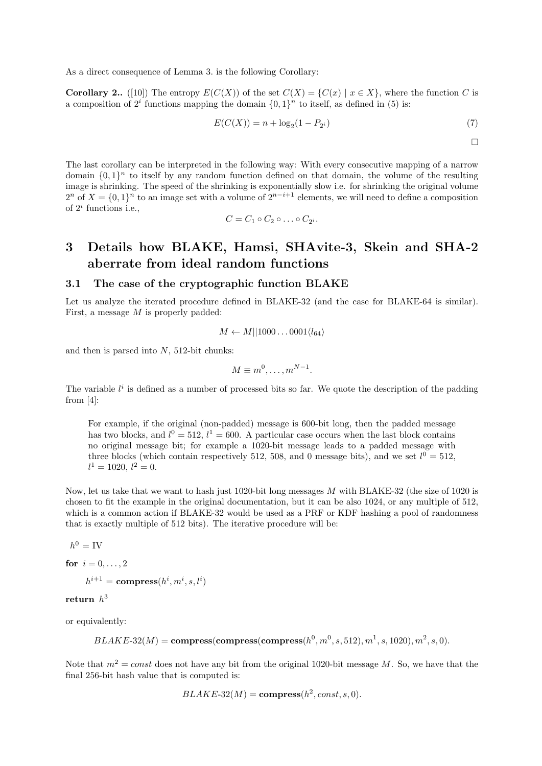As a direct consequence of Lemma 3. is the following Corollary:

**Corollary 2..** ([10]) The entropy $E(C(X))$ of the set $C(X) = \{C(x) \mid x \in X\}$, where the function $C$ is a composition of $2^i$ functions mapping the domain $\{0,1\}^n$ to itself, as defined in (5) is:

$$E(C(X)) = n + \log_2(1 - P_{2^i}) \tag{7}$$

□

The last corollary can be interpreted in the following way: With every consecutive mapping of a narrow domain $\{0,1\}^n$ to itself by any random function defined on that domain, the volume of the resulting image is shrinking. The speed of the shrinking is exponentially slow i.e. for shrinking the original volume $2^n$ of $X = \{0,1\}^n$ to an image set with a volume of $2^{n-i+1}$ elements, we will need to define a composition of $2^i$ functions i.e.,

$$C = C_1 \circ C_2 \circ \ldots \circ C_{2^i}.$$

# 3 Details how BLAKE, Hamsi, SHAvite-3, Skein and SHA-2 aberrate from ideal random functions

## 3.1 The case of the cryptographic function BLAKE

Let us analyze the iterated procedure defined in BLAKE-32 (and the case for BLAKE-64 is similar). First, a message $M$ is properly padded:

$$M \leftarrow M||1000\ldots0001\langle l_{64}\rangle$$

and then is parsed into $N$, 512-bit chunks:

$$M \equiv m^0, \ldots, m^{N-1}.$$

The variable $l^i$ is defined as a number of processed bits so far. We quote the description of the padding from [4]:

> For example, if the original (non-padded) message is 600-bit long, then the padded message has two blocks, and $l^0 = 512$, $l^1 = 600$. A particular case occurs when the last block contains no original message bit; for example a 1020-bit message leads to a padded message with three blocks (which contain respectively 512, 508, and 0 message bits), and we set $l^0 = 512$, $l^1 = 1020$, $l^2 = 0$.

Now, let us take that we want to hash just 1020-bit long messages $M$ with BLAKE-32 (the size of 1020 is chosen to fit the example in the original documentation, but it can be also 1024, or any multiple of 512, which is a common action if BLAKE-32 would be used as a PRF or KDF hashing a pool of randomness that is exactly multiple of 512 bits). The iterative procedure will be:

$h^0 = \text{IV}$

**for** $i = 0, \ldots, 2$

$\quad h^{i+1} = \textbf{compress}(h^i, m^i, s, l^i)$

**return** $h^3$

or equivalently:

$$BLAKE\text{-}32(M) = \textbf{compress}(\textbf{compress}(\textbf{compress}(h^0, m^0, s, 512), m^1, s, 1020), m^2, s, 0).$$

Note that $m^2 = const$ does not have any bit from the original 1020-bit message $M$. So, we have that the final 256-bit hash value that is computed is:

$$BLAKE\text{-}32(M) = \textbf{compress}(h^2, const, s, 0).$$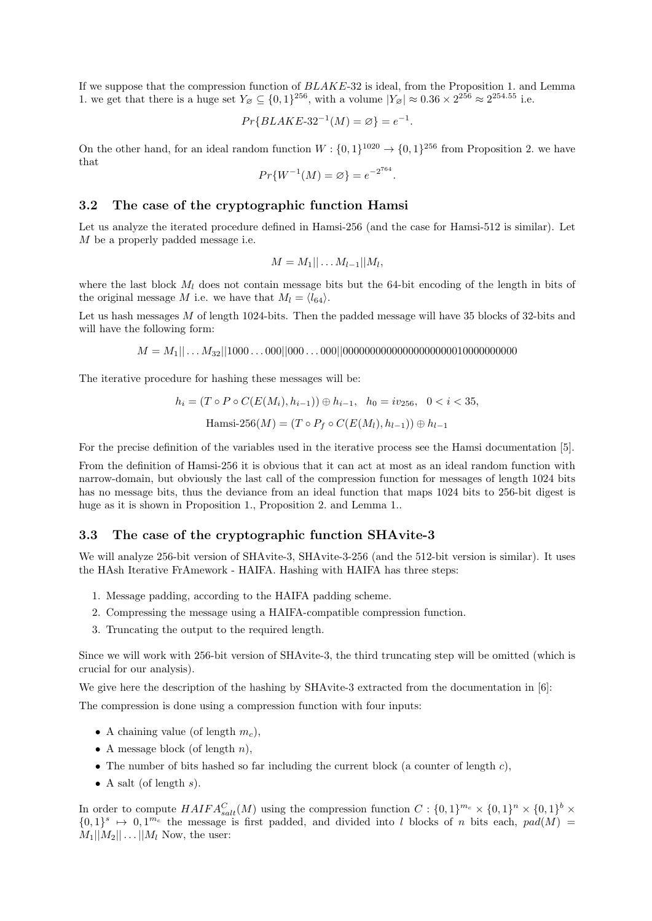If we suppose that the compression function of $BLAKE$-32 is ideal, from the Proposition 1. and Lemma 1. we get that there is a huge set $Y_{\varnothing} \subseteq \{0,1\}^{256}$, with a volume $|Y_{\varnothing}| \approx 0.36 \times 2^{256} \approx 2^{254.55}$ i.e.

$$Pr\{BLAKE\text{-}32^{-1}(M) = \varnothing\} = e^{-1}.$$

On the other hand, for an ideal random function $W : \{0,1\}^{1020} \to \{0,1\}^{256}$ from Proposition 2. we have that

$$Pr\{W^{-1}(M) = \varnothing\} = e^{-2^{764}}.$$

### 3.2 The case of the cryptographic function Hamsi

Let us analyze the iterated procedure defined in Hamsi-256 (and the case for Hamsi-512 is similar). Let $M$ be a properly padded message i.e.

$$M = M_1 || \ldots M_{l-1} || M_l,$$

where the last block $M_l$ does not contain message bits but the 64-bit encoding of the length in bits of the original message $M$ i.e. we have that $M_l = \langle l_{64} \rangle$.

Let us hash messages $M$ of length 1024-bits. Then the padded message will have 35 blocks of 32-bits and will have the following form:

$$M = M_1 || \ldots M_{32} || 1000\ldots000 || 000\ldots000 || 00000000000000000000010000000000$$

The iterative procedure for hashing these messages will be:

$$h_i = (T \circ P \circ C(E(M_i), h_{i-1})) \oplus h_{i-1}, \quad h_0 = iv_{256}, \quad 0 < i < 35,$$

$$\text{Hamsi-256}(M) = (T \circ P_f \circ C(E(M_l), h_{l-1})) \oplus h_{l-1}$$

For the precise definition of the variables used in the iterative process see the Hamsi documentation [5].

From the definition of Hamsi-256 it is obvious that it can act at most as an ideal random function with narrow-domain, but obviously the last call of the compression function for messages of length 1024 bits has no message bits, thus the deviance from an ideal function that maps 1024 bits to 256-bit digest is huge as it is shown in Proposition 1., Proposition 2. and Lemma 1..

### 3.3 The case of the cryptographic function SHAvite-3

We will analyze 256-bit version of SHAvite-3, SHAvite-3-256 (and the 512-bit version is similar). It uses the HAsh Iterative FrAmework - HAIFA. Hashing with HAIFA has three steps:

1. Message padding, according to the HAIFA padding scheme.
2. Compressing the message using a HAIFA-compatible compression function.
3. Truncating the output to the required length.

Since we will work with 256-bit version of SHAvite-3, the third truncating step will be omitted (which is crucial for our analysis).

We give here the description of the hashing by SHAvite-3 extracted from the documentation in [6]:

The compression is done using a compression function with four inputs:

- A chaining value (of length $m_c$),
- A message block (of length $n$),
- The number of bits hashed so far including the current block (a counter of length $c$),
- A salt (of length $s$).

In order to compute $HAIFA^{C}_{salt}(M)$ using the compression function $C : \{0,1\}^{m_c} \times \{0,1\}^{n} \times \{0,1\}^{b} \times \{0,1\}^{s} \mapsto 0,1^{m_c}$ the message is first padded, and divided into $l$ blocks of $n$ bits each, $pad(M) = M_1 || M_2 || \ldots || M_l$ Now, the user: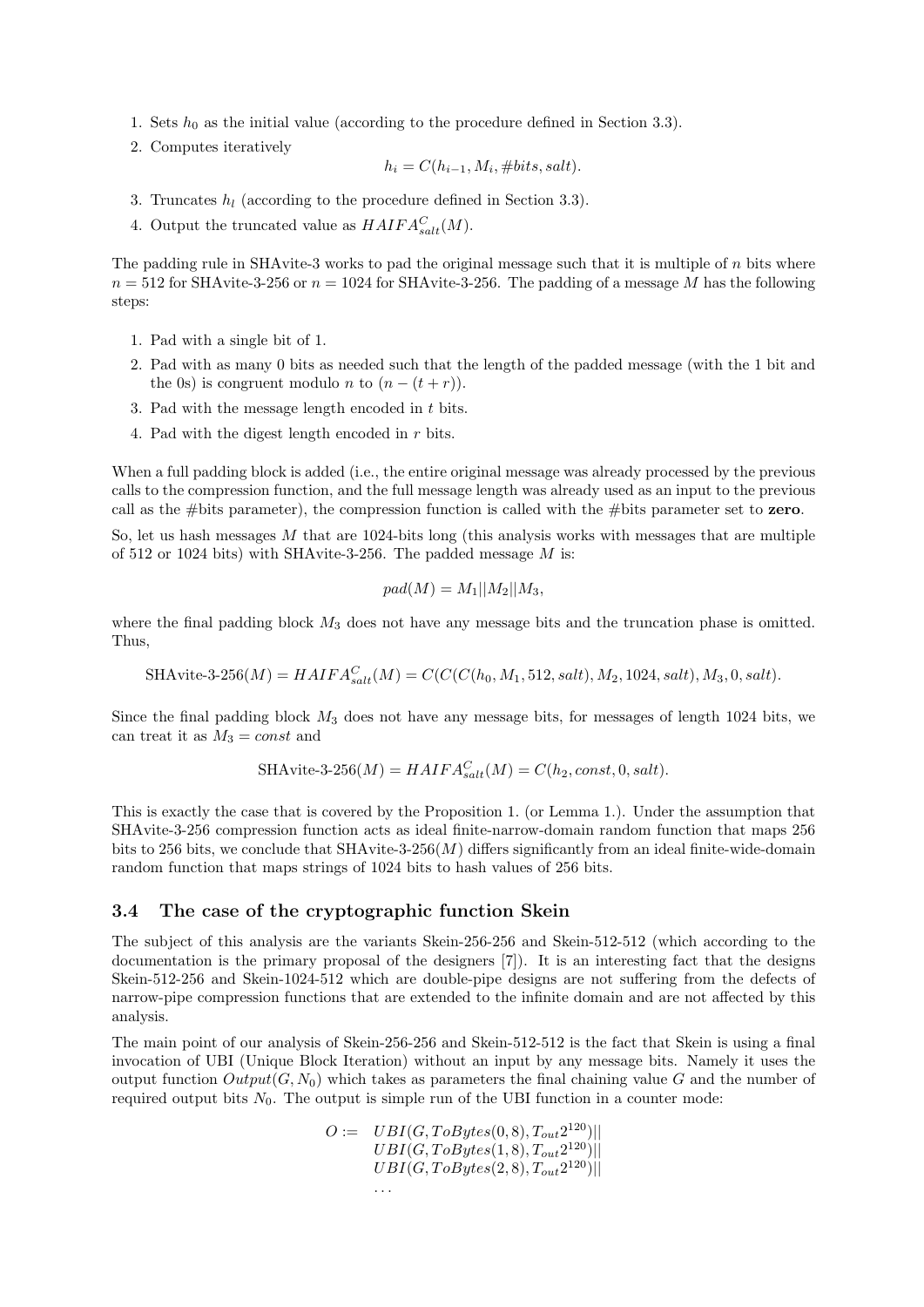1. Sets $h_0$ as the initial value (according to the procedure defined in Section 3.3).
2. Computes iteratively

$$h_i = C(h_{i-1}, M_i, \#bits, salt).$$

3. Truncates $h_l$ (according to the procedure defined in Section 3.3).
4. Output the truncated value as $HAIFA^C_{salt}(M)$.

The padding rule in SHAvite-3 works to pad the original message such that it is multiple of $n$ bits where $n = 512$ for SHAvite-3-256 or $n = 1024$ for SHAvite-3-256. The padding of a message $M$ has the following steps:

1. Pad with a single bit of 1.
2. Pad with as many 0 bits as needed such that the length of the padded message (with the 1 bit and the 0s) is congruent modulo $n$ to $(n - (t + r))$.
3. Pad with the message length encoded in $t$ bits.
4. Pad with the digest length encoded in $r$ bits.

When a full padding block is added (i.e., the entire original message was already processed by the previous calls to the compression function, and the full message length was already used as an input to the previous call as the #bits parameter), the compression function is called with the #bits parameter set to **zero**.

So, let us hash messages $M$ that are 1024-bits long (this analysis works with messages that are multiple of 512 or 1024 bits) with SHAvite-3-256. The padded message $M$ is:

$$pad(M) = M_1||M_2||M_3,$$

where the final padding block $M_3$ does not have any message bits and the truncation phase is omitted. Thus,

$$\text{SHAvite-3-256}(M) = HAIFA^C_{salt}(M) = C(C(C(h_0, M_1, 512, salt), M_2, 1024, salt), M_3, 0, salt).$$

Since the final padding block $M_3$ does not have any message bits, for messages of length 1024 bits, we can treat it as $M_3 = const$ and

$$\text{SHAvite-3-256}(M) = HAIFA^C_{salt}(M) = C(h_2, const, 0, salt).$$

This is exactly the case that is covered by the Proposition 1. (or Lemma 1.). Under the assumption that SHAvite-3-256 compression function acts as ideal finite-narrow-domain random function that maps 256 bits to 256 bits, we conclude that SHAvite-3-256($M$) differs significantly from an ideal finite-wide-domain random function that maps strings of 1024 bits to hash values of 256 bits.

### 3.4 The case of the cryptographic function Skein

The subject of this analysis are the variants Skein-256-256 and Skein-512-512 (which according to the documentation is the primary proposal of the designers [7]). It is an interesting fact that the designs Skein-512-256 and Skein-1024-512 which are double-pipe designs are not suffering from the defects of narrow-pipe compression functions that are extended to the infinite domain and are not affected by this analysis.

The main point of our analysis of Skein-256-256 and Skein-512-512 is the fact that Skein is using a final invocation of UBI (Unique Block Iteration) without an input by any message bits. Namely it uses the output function $Output(G, N_0)$ which takes as parameters the final chaining value $G$ and the number of required output bits $N_0$. The output is simple run of the UBI function in a counter mode:

$$\begin{aligned} O := \ & UBI(G, ToBytes(0, 8), T_{out}2^{120})|| \\ & UBI(G, ToBytes(1, 8), T_{out}2^{120})|| \\ & UBI(G, ToBytes(2, 8), T_{out}2^{120})|| \\ & \ldots \end{aligned}$$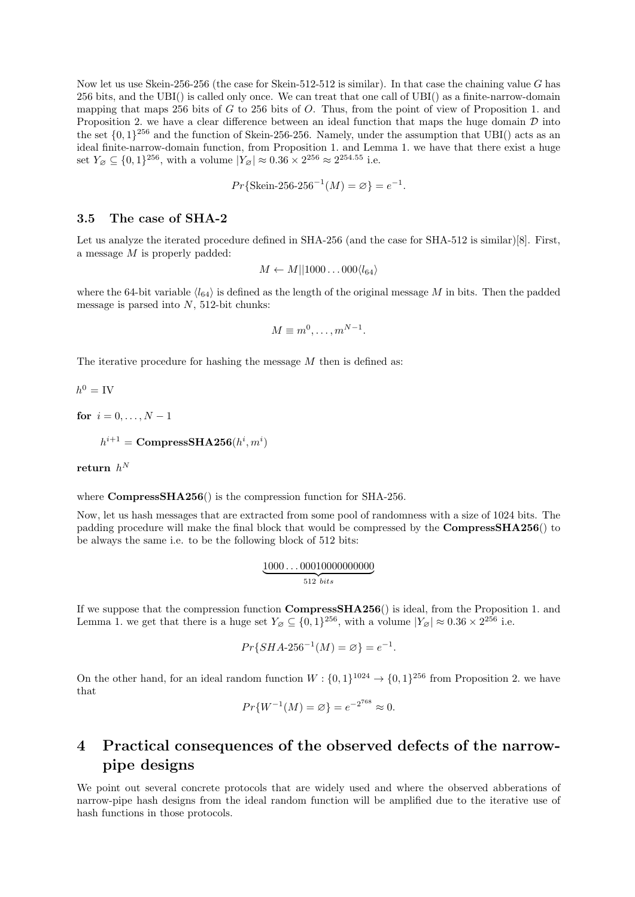Now let us use Skein-256-256 (the case for Skein-512-512 is similar). In that case the chaining value $G$ has 256 bits, and the UBI() is called only once. We can treat that one call of UBI() as a finite-narrow-domain mapping that maps 256 bits of $G$ to 256 bits of $O$. Thus, from the point of view of Proposition 1. and Proposition 2. we have a clear difference between an ideal function that maps the huge domain $\mathcal{D}$ into the set $\{0,1\}^{256}$ and the function of Skein-256-256. Namely, under the assumption that UBI() acts as an ideal finite-narrow-domain function, from Proposition 1. and Lemma 1. we have that there exist a huge set $Y_{\varnothing} \subseteq \{0,1\}^{256}$, with a volume $|Y_{\varnothing}| \approx 0.36 \times 2^{256} \approx 2^{254.55}$ i.e.

$$Pr\{\text{Skein-256-256}^{-1}(M) = \varnothing\} = e^{-1}.$$

### 3.5 The case of SHA-2

Let us analyze the iterated procedure defined in SHA-256 (and the case for SHA-512 is similar)[8]. First, a message $M$ is properly padded:

$$M \leftarrow M||1000\ldots000\langle l_{64}\rangle$$

where the 64-bit variable $\langle l_{64}\rangle$ is defined as the length of the original message $M$ in bits. Then the padded message is parsed into $N$, 512-bit chunks:

$$M \equiv m^0, \ldots, m^{N-1}.$$

The iterative procedure for hashing the message $M$ then is defined as:

$h^0 = \text{IV}$

**for** $i = 0, \ldots, N-1$

$\quad h^{i+1} = \textbf{CompressSHA256}(h^i, m^i)$

**return** $h^N$

where **CompressSHA256**() is the compression function for SHA-256.

Now, let us hash messages that are extracted from some pool of randomness with a size of 1024 bits. The padding procedure will make the final block that would be compressed by the **CompressSHA256**() to be always the same i.e. to be the following block of 512 bits:

$$\underbrace{1000\ldots00010000000000}_{512\ bits}$$

If we suppose that the compression function **CompressSHA256**() is ideal, from the Proposition 1. and Lemma 1. we get that there is a huge set $Y_{\varnothing} \subseteq \{0,1\}^{256}$, with a volume $|Y_{\varnothing}| \approx 0.36 \times 2^{256}$ i.e.

$$Pr\{SHA\text{-}256^{-1}(M) = \varnothing\} = e^{-1}.$$

On the other hand, for an ideal random function $W : \{0,1\}^{1024} \rightarrow \{0,1\}^{256}$ from Proposition 2. we have that

$$Pr\{W^{-1}(M) = \varnothing\} = e^{-2^{768}} \approx 0.$$

## 4 Practical consequences of the observed defects of the narrow-pipe designs

We point out several concrete protocols that are widely used and where the observed abberations of narrow-pipe hash designs from the ideal random function will be amplified due to the iterative use of hash functions in those protocols.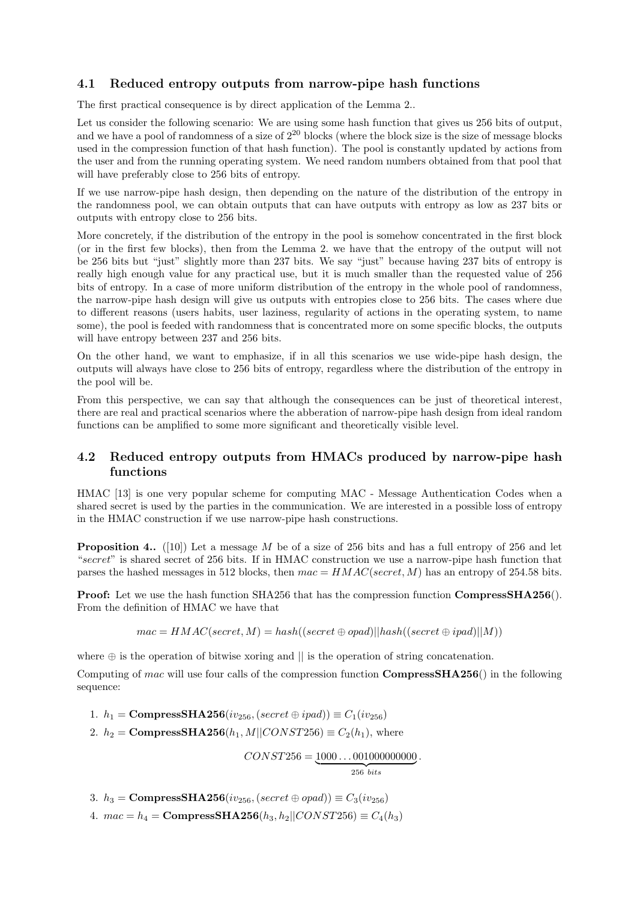### 4.1 Reduced entropy outputs from narrow-pipe hash functions

The first practical consequence is by direct application of the Lemma 2..

Let us consider the following scenario: We are using some hash function that gives us 256 bits of output, and we have a pool of randomness of a size of $2^{20}$ blocks (where the block size is the size of message blocks used in the compression function of that hash function). The pool is constantly updated by actions from the user and from the running operating system. We need random numbers obtained from that pool that will have preferably close to 256 bits of entropy.

If we use narrow-pipe hash design, then depending on the nature of the distribution of the entropy in the randomness pool, we can obtain outputs that can have outputs with entropy as low as 237 bits or outputs with entropy close to 256 bits.

More concretely, if the distribution of the entropy in the pool is somehow concentrated in the first block (or in the first few blocks), then from the Lemma 2. we have that the entropy of the output will not be 256 bits but "just" slightly more than 237 bits. We say "just" because having 237 bits of entropy is really high enough value for any practical use, but it is much smaller than the requested value of 256 bits of entropy. In a case of more uniform distribution of the entropy in the whole pool of randomness, the narrow-pipe hash design will give us outputs with entropies close to 256 bits. The cases where due to different reasons (users habits, user laziness, regularity of actions in the operating system, to name some), the pool is feeded with randomness that is concentrated more on some specific blocks, the outputs will have entropy between 237 and 256 bits.

On the other hand, we want to emphasize, if in all this scenarios we use wide-pipe hash design, the outputs will always have close to 256 bits of entropy, regardless where the distribution of the entropy in the pool will be.

From this perspective, we can say that although the consequences can be just of theoretical interest, there are real and practical scenarios where the abberation of narrow-pipe hash design from ideal random functions can be amplified to some more significant and theoretically visible level.

### 4.2 Reduced entropy outputs from HMACs produced by narrow-pipe hash functions

HMAC [13] is one very popular scheme for computing MAC - Message Authentication Codes when a shared secret is used by the parties in the communication. We are interested in a possible loss of entropy in the HMAC construction if we use narrow-pipe hash constructions.

**Proposition 4..** ([10]) Let a message $M$ be of a size of 256 bits and has a full entropy of 256 and let "*secret*" is shared secret of 256 bits. If in HMAC construction we use a narrow-pipe hash function that parses the hashed messages in 512 blocks, then $mac = HMAC(secret, M)$ has an entropy of 254.58 bits.

**Proof:** Let we use the hash function SHA256 that has the compression function **CompressSHA256**(). From the definition of HMAC we have that

$$mac = HMAC(secret, M) = hash((secret \oplus opad)||hash((secret \oplus ipad)||M))$$

where $\oplus$ is the operation of bitwise xoring and $||$ is the operation of string concatenation.

Computing of $mac$ will use four calls of the compression function **CompressSHA256**() in the following sequence:

1. $h_1 = \textbf{CompressSHA256}(iv_{256}, (secret \oplus ipad)) \equiv C_1(iv_{256})$
2. $h_2 = \textbf{CompressSHA256}(h_1, M||CONST256) \equiv C_2(h_1)$, where

$$CONST256 = \underbrace{1000\ldots001000000000}_{256\ bits}.$$

3. $h_3 = \textbf{CompressSHA256}(iv_{256}, (secret \oplus opad)) \equiv C_3(iv_{256})$
4. $mac = h_4 = \textbf{CompressSHA256}(h_3, h_2||CONST256) \equiv C_4(h_3)$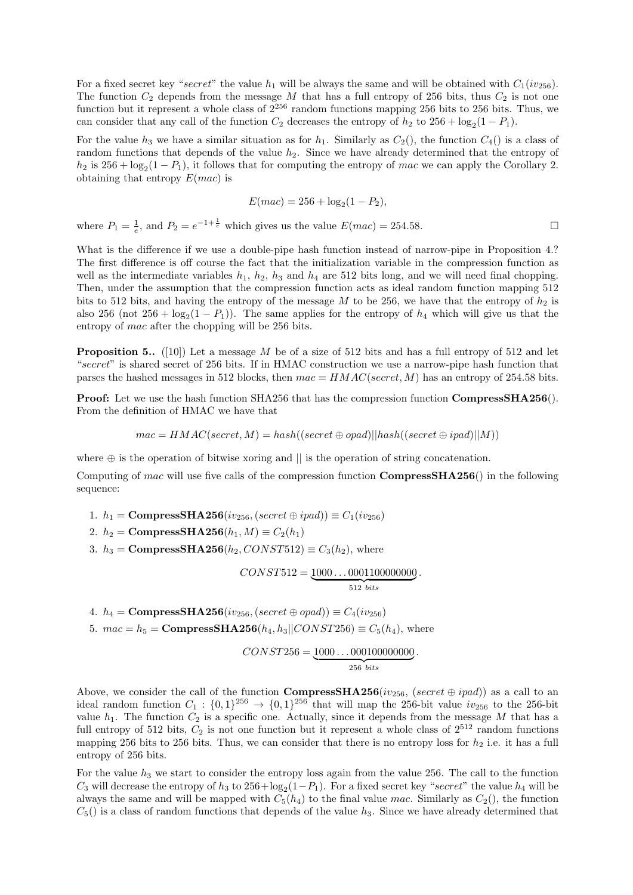For a fixed secret key "*secret*" the value $h_1$ will be always the same and will be obtained with $C_1(iv_{256})$. The function $C_2$ depends from the message $M$ that has a full entropy of 256 bits, thus $C_2$ is not one function but it represent a whole class of $2^{256}$ random functions mapping 256 bits to 256 bits. Thus, we can consider that any call of the function $C_2$ decreases the entropy of $h_2$ to $256 + \log_2(1 - P_1)$.

For the value $h_3$ we have a similar situation as for $h_1$. Similarly as $C_2()$, the function $C_4()$ is a class of random functions that depends of the value $h_2$. Since we have already determined that the entropy of $h_2$ is $256 + \log_2(1 - P_1)$, it follows that for computing the entropy of *mac* we can apply the Corollary 2. obtaining that entropy $E(mac)$ is

$$E(mac) = 256 + \log_2(1 - P_2),$$

where $P_1 = \frac{1}{e}$, and $P_2 = e^{-1+\frac{1}{e}}$ which gives us the value $E(mac) = 254.58$. □

What is the difference if we use a double-pipe hash function instead of narrow-pipe in Proposition 4.? The first difference is off course the fact that the initialization variable in the compression function as well as the intermediate variables $h_1$, $h_2$, $h_3$ and $h_4$ are 512 bits long, and we will need final chopping. Then, under the assumption that the compression function acts as ideal random function mapping 512 bits to 512 bits, and having the entropy of the message $M$ to be 256, we have that the entropy of $h_2$ is also 256 (not $256 + \log_2(1 - P_1)$). The same applies for the entropy of $h_4$ which will give us that the entropy of *mac* after the chopping will be 256 bits.

**Proposition 5..** ([10]) Let a message $M$ be of a size of 512 bits and has a full entropy of 512 and let "*secret*" is shared secret of 256 bits. If in HMAC construction we use a narrow-pipe hash function that parses the hashed messages in 512 blocks, then $mac = HMAC(secret, M)$ has an entropy of 254.58 bits.

**Proof:** Let we use the hash function SHA256 that has the compression function **CompressSHA256**(). From the definition of HMAC we have that

$$mac = HMAC(secret, M) = hash((secret \oplus opad)||hash((secret \oplus ipad)||M))$$

where $\oplus$ is the operation of bitwise xoring and $||$ is the operation of string concatenation.

Computing of *mac* will use five calls of the compression function **CompressSHA256**() in the following sequence:

1. $h_1 = \textbf{CompressSHA256}(iv_{256}, (secret \oplus ipad)) \equiv C_1(iv_{256})$
2. $h_2 = \textbf{CompressSHA256}(h_1, M) \equiv C_2(h_1)$
3. $h_3 = \textbf{CompressSHA256}(h_2, CONST512) \equiv C_3(h_2)$, where
$$CONST512 = \underbrace{1000\ldots0001100000000}_{512\ bits}.$$
4. $h_4 = \textbf{CompressSHA256}(iv_{256}, (secret \oplus opad)) \equiv C_4(iv_{256})$
5. $mac = h_5 = \textbf{CompressSHA256}(h_4, h_3||CONST256) \equiv C_5(h_4)$, where
$$CONST256 = \underbrace{1000\ldots000100000000}_{256\ bits}.$$

Above, we consider the call of the function **CompressSHA256**($iv_{256}$, $(secret \oplus ipad)$) as a call to an ideal random function $C_1 : \{0,1\}^{256} \rightarrow \{0,1\}^{256}$ that will map the 256-bit value $iv_{256}$ to the 256-bit value $h_1$. The function $C_2$ is a specific one. Actually, since it depends from the message $M$ that has a full entropy of 512 bits, $C_2$ is not one function but it represent a whole class of $2^{512}$ random functions mapping 256 bits to 256 bits. Thus, we can consider that there is no entropy loss for $h_2$ i.e. it has a full entropy of 256 bits.

For the value $h_3$ we start to consider the entropy loss again from the value 256. The call to the function $C_3$ will decrease the entropy of $h_3$ to $256+\log_2(1-P_1)$. For a fixed secret key "*secret*" the value $h_4$ will be always the same and will be mapped with $C_5(h_4)$ to the final value *mac*. Similarly as $C_2()$, the function $C_5()$ is a class of random functions that depends of the value $h_3$. Since we have already determined that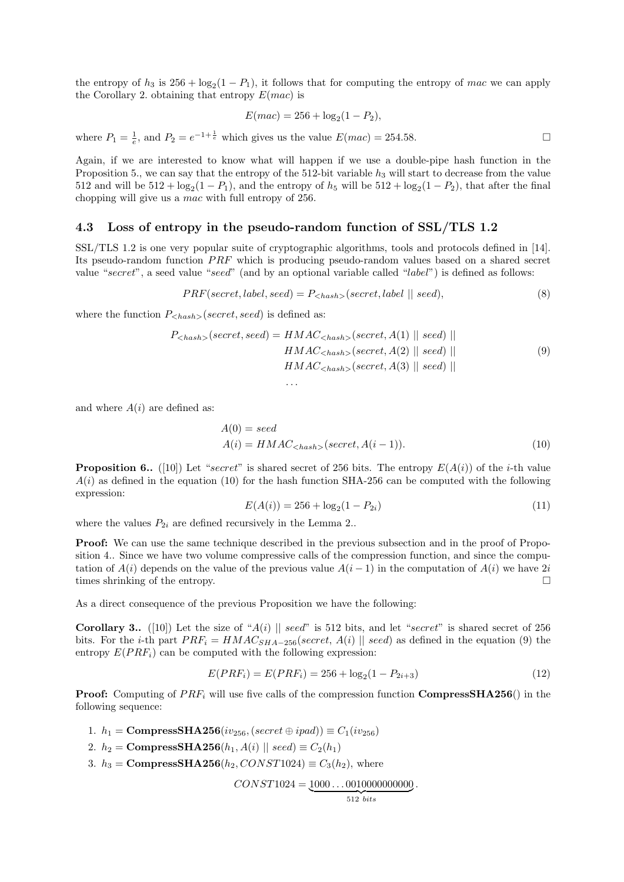the entropy of $h_3$ is $256 + \log_2(1 - P_1)$, it follows that for computing the entropy of $mac$ we can apply the Corollary 2. obtaining that entropy $E(mac)$ is

$$E(mac) = 256 + \log_2(1 - P_2),$$

where $P_1 = \frac{1}{e}$, and $P_2 = e^{-1+\frac{1}{e}}$ which gives us the value $E(mac) = 254.58$. □

Again, if we are interested to know what will happen if we use a double-pipe hash function in the Proposition 5., we can say that the entropy of the 512-bit variable $h_3$ will start to decrease from the value 512 and will be $512 + \log_2(1 - P_1)$, and the entropy of $h_5$ will be $512 + \log_2(1 - P_2)$, that after the final chopping will give us a $mac$ with full entropy of 256.

### 4.3 Loss of entropy in the pseudo-random function of SSL/TLS 1.2

SSL/TLS 1.2 is one very popular suite of cryptographic algorithms, tools and protocols defined in [14]. Its pseudo-random function $PRF$ which is producing pseudo-random values based on a shared secret value "*secret*", a seed value "*seed*" (and by an optional variable called "*label*") is defined as follows:

$$PRF(secret, label, seed) = P_{<hash>}(secret, label \mid\mid seed), \tag{8}$$

where the function $P_{<hash>}(secret, seed)$ is defined as:

$$\begin{aligned} P_{<hash>}(secret, seed) = \; & HMAC_{<hash>}(secret, A(1) \mid\mid seed) \mid\mid \\ & HMAC_{<hash>}(secret, A(2) \mid\mid seed) \mid\mid \\ & HMAC_{<hash>}(secret, A(3) \mid\mid seed) \mid\mid \\ & \ldots \end{aligned} \tag{9}$$

and where $A(i)$ are defined as:

$$\begin{aligned} A(0) &= seed \\ A(i) &= HMAC_{<hash>}(secret, A(i-1)). \end{aligned} \tag{10}$$

**Proposition 6..** ([10]) Let "*secret*" is shared secret of 256 bits. The entropy $E(A(i))$ of the $i$-th value $A(i)$ as defined in the equation (10) for the hash function SHA-256 can be computed with the following expression:

$$E(A(i)) = 256 + \log_2(1 - P_{2i}) \tag{11}$$

where the values $P_{2i}$ are defined recursively in the Lemma 2..

**Proof:** We can use the same technique described in the previous subsection and in the proof of Proposition 4.. Since we have two volume compressive calls of the compression function, and since the computation of $A(i)$ depends on the value of the previous value $A(i-1)$ in the computation of $A(i)$ we have $2i$ times shrinking of the entropy. □

As a direct consequence of the previous Proposition we have the following:

**Corollary 3..** ([10]) Let the size of "$A(i) \mid\mid seed$" is 512 bits, and let "*secret*" is shared secret of 256 bits. For the $i$-th part $PRF_i = HMAC_{SHA-256}(secret, A(i) \mid\mid seed)$ as defined in the equation (9) the entropy $E(PRF_i)$ can be computed with the following expression:

$$E(PRF_i) = E(PRF_i) = 256 + \log_2(1 - P_{2i+3}) \tag{12}$$

**Proof:** Computing of $PRF_i$ will use five calls of the compression function **CompressSHA256**() in the following sequence:

1. $h_1 = \textbf{CompressSHA256}(iv_{256}, (secret \oplus ipad)) \equiv C_1(iv_{256})$
2. $h_2 = \textbf{CompressSHA256}(h_1, A(i) \mid\mid seed) \equiv C_2(h_1)$
3. $h_3 = \textbf{CompressSHA256}(h_2, CONST1024) \equiv C_3(h_2)$, where

$$CONST1024 = \underbrace{1000\ldots0010000000000}_{512\ bits}.$$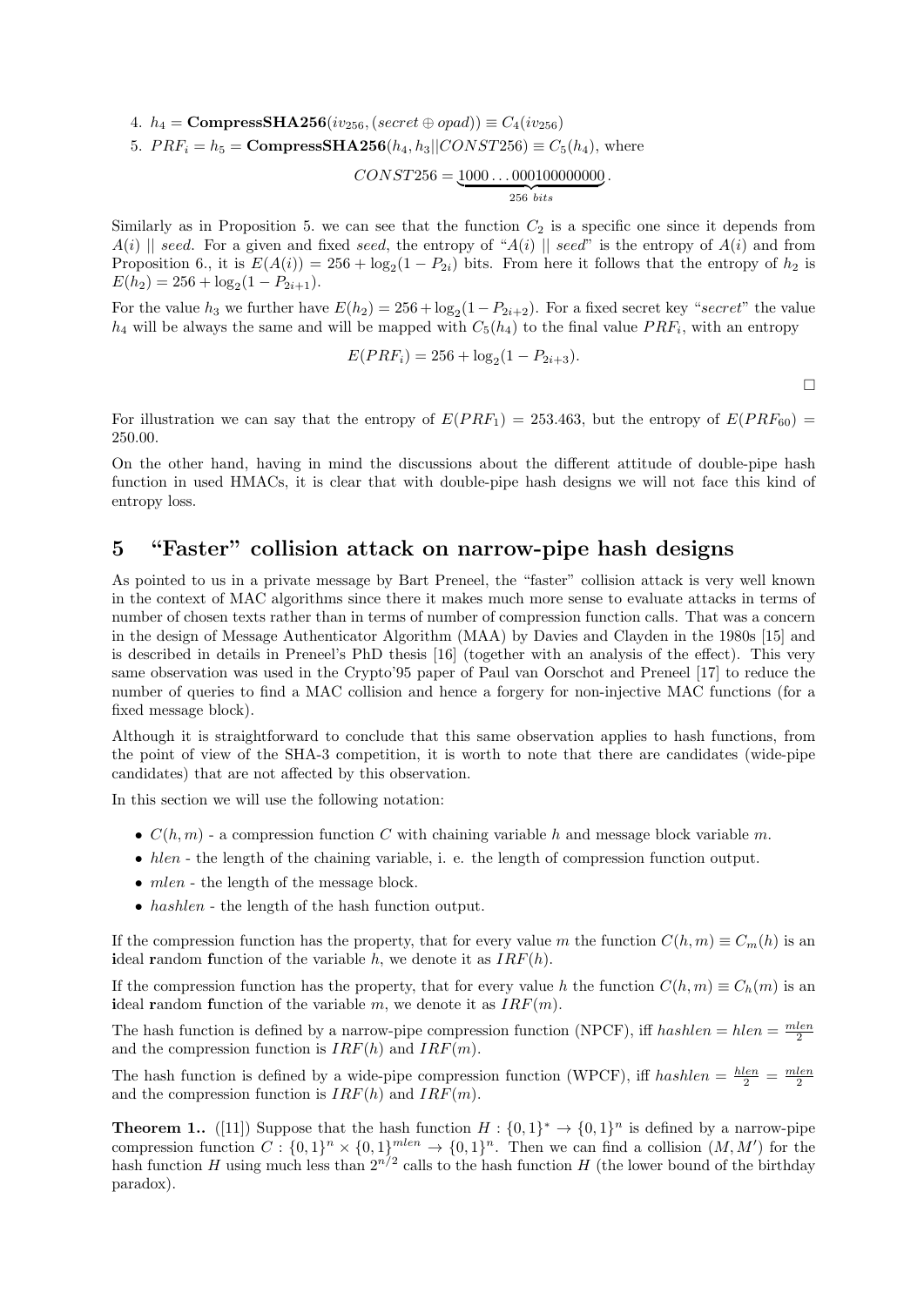4. $h_4 = \textbf{CompressSHA256}(iv_{256}, (secret \oplus opad)) \equiv C_4(iv_{256})$
5. $PRF_i = h_5 = \textbf{CompressSHA256}(h_4, h_3 || CONST256) \equiv C_5(h_4)$, where

$$CONST256 = \underbrace{1000\ldots000100000000}_{256\ bits}.$$

Similarly as in Proposition 5. we can see that the function $C_2$ is a specific one since it depends from $A(i) \ || \ seed$. For a given and fixed *seed*, the entropy of "$A(i) \ || \ seed$" is the entropy of $A(i)$ and from Proposition 6., it is $E(A(i)) = 256 + \log_2(1 - P_{2i})$ bits. From here it follows that the entropy of $h_2$ is $E(h_2) = 256 + \log_2(1 - P_{2i+1})$.

For the value $h_3$ we further have $E(h_2) = 256 + \log_2(1 - P_{2i+2})$. For a fixed secret key "*secret*" the value $h_4$ will be always the same and will be mapped with $C_5(h_4)$ to the final value $PRF_i$, with an entropy

$$E(PRF_i) = 256 + \log_2(1 - P_{2i+3}).$$

□

For illustration we can say that the entropy of $E(PRF_1) = 253.463$, but the entropy of $E(PRF_{60}) = 250.00$.

On the other hand, having in mind the discussions about the different attitude of double-pipe hash function in used HMACs, it is clear that with double-pipe hash designs we will not face this kind of entropy loss.

# 5 "Faster" collision attack on narrow-pipe hash designs

As pointed to us in a private message by Bart Preneel, the "faster" collision attack is very well known in the context of MAC algorithms since there it makes much more sense to evaluate attacks in terms of number of chosen texts rather than in terms of number of compression function calls. That was a concern in the design of Message Authenticator Algorithm (MAA) by Davies and Clayden in the 1980s [15] and is described in details in Preneel's PhD thesis [16] (together with an analysis of the effect). This very same observation was used in the Crypto'95 paper of Paul van Oorschot and Preneel [17] to reduce the number of queries to find a MAC collision and hence a forgery for non-injective MAC functions (for a fixed message block).

Although it is straightforward to conclude that this same observation applies to hash functions, from the point of view of the SHA-3 competition, it is worth to note that there are candidates (wide-pipe candidates) that are not affected by this observation.

In this section we will use the following notation:

- $C(h, m)$ - a compression function $C$ with chaining variable $h$ and message block variable $m$.
- $hlen$ - the length of the chaining variable, i. e. the length of compression function output.
- $mlen$ - the length of the message block.
- $hashlen$ - the length of the hash function output.

If the compression function has the property, that for every value $m$ the function $C(h, m) \equiv C_m(h)$ is an **i**deal **r**andom **f**unction of the variable $h$, we denote it as $IRF(h)$.

If the compression function has the property, that for every value $h$ the function $C(h, m) \equiv C_h(m)$ is an **i**deal **r**andom **f**unction of the variable $m$, we denote it as $IRF(m)$.

The hash function is defined by a narrow-pipe compression function (NPCF), iff $hashlen = hlen = \frac{mlen}{2}$ and the compression function is $IRF(h)$ and $IRF(m)$.

The hash function is defined by a wide-pipe compression function (WPCF), iff $hashlen = \frac{hlen}{2} = \frac{mlen}{2}$ and the compression function is $IRF(h)$ and $IRF(m)$.

**Theorem 1..** ([11]) Suppose that the hash function $H : \{0,1\}^* \rightarrow \{0,1\}^n$ is defined by a narrow-pipe compression function $C : \{0,1\}^n \times \{0,1\}^{mlen} \rightarrow \{0,1\}^n$. Then we can find a collision $(M, M')$ for the hash function $H$ using much less than $2^{n/2}$ calls to the hash function $H$ (the lower bound of the birthday paradox).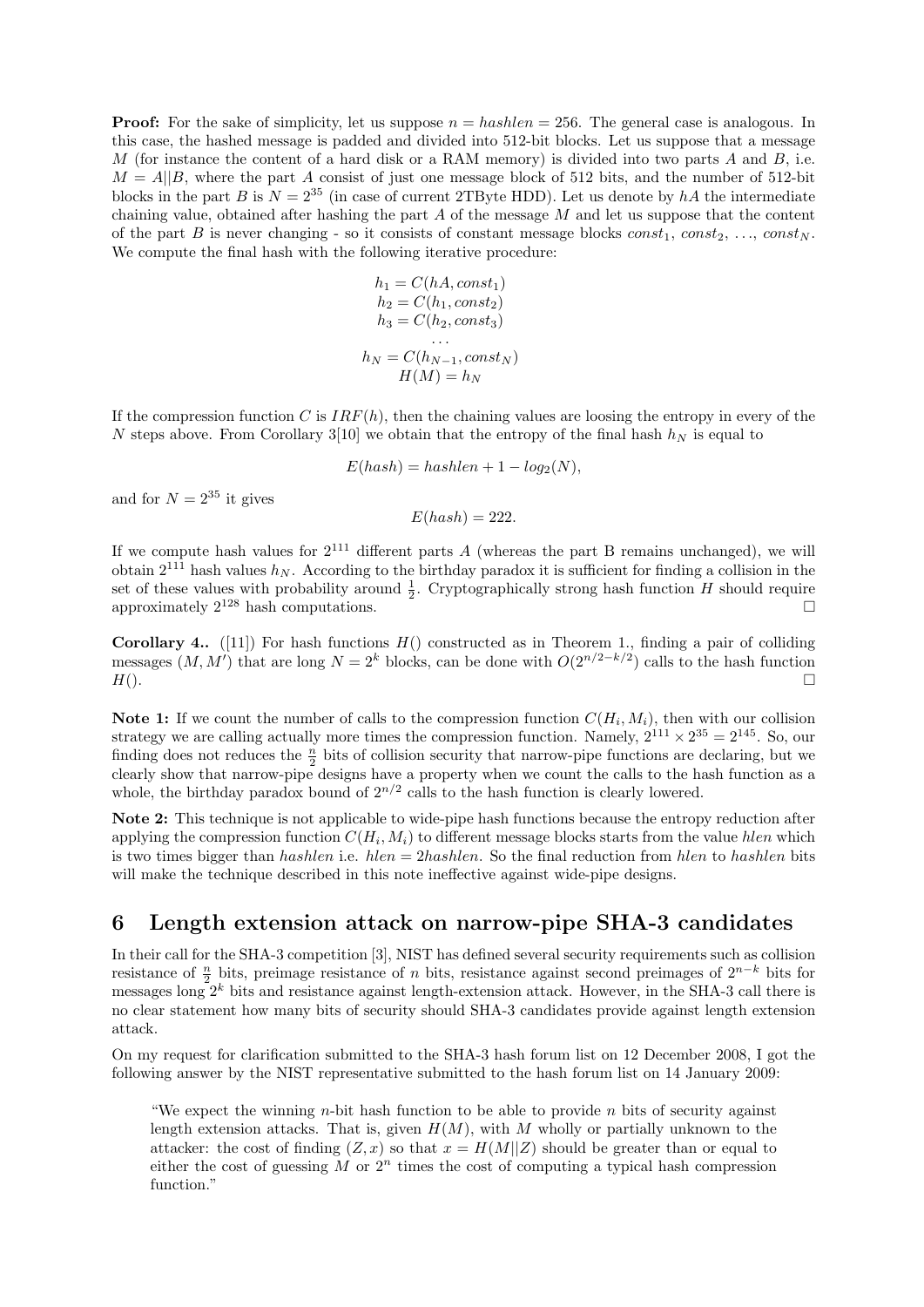**Proof:** For the sake of simplicity, let us suppose $n = hashlen = 256$. The general case is analogous. In this case, the hashed message is padded and divided into 512-bit blocks. Let us suppose that a message $M$ (for instance the content of a hard disk or a RAM memory) is divided into two parts $A$ and $B$, i.e. $M = A||B$, where the part $A$ consist of just one message block of 512 bits, and the number of 512-bit blocks in the part $B$ is $N = 2^{35}$ (in case of current 2TByte HDD). Let us denote by $hA$ the intermediate chaining value, obtained after hashing the part $A$ of the message $M$ and let us suppose that the content of the part $B$ is never changing - so it consists of constant message blocks $const_1$, $const_2$, $\ldots$, $const_N$. We compute the final hash with the following iterative procedure:

$$
\begin{gathered}
h_1 = C(hA, const_1) \\
h_2 = C(h_1, const_2) \\
h_3 = C(h_2, const_3) \\
\ldots \\
h_N = C(h_{N-1}, const_N) \\
H(M) = h_N
\end{gathered}
$$

If the compression function $C$ is $IRF(h)$, then the chaining values are loosing the entropy in every of the $N$ steps above. From Corollary 3[10] we obtain that the entropy of the final hash $h_N$ is equal to

$$E(hash) = hashlen + 1 - log_2(N),$$

and for $N = 2^{35}$ it gives

$$E(hash) = 222.$$

If we compute hash values for $2^{111}$ different parts $A$ (whereas the part B remains unchanged), we will obtain $2^{111}$ hash values $h_N$. According to the birthday paradox it is sufficient for finding a collision in the set of these values with probability around $\frac{1}{2}$. Cryptographically strong hash function $H$ should require approximately $2^{128}$ hash computations. □

**Corollary 4..** ([11]) For hash functions $H()$ constructed as in Theorem 1., finding a pair of colliding messages $(M, M')$ that are long $N = 2^k$ blocks, can be done with $O(2^{n/2-k/2})$ calls to the hash function $H()$. □

**Note 1:** If we count the number of calls to the compression function $C(H_i, M_i)$, then with our collision strategy we are calling actually more times the compression function. Namely, $2^{111} \times 2^{35} = 2^{145}$. So, our finding does not reduces the $\frac{n}{2}$ bits of collision security that narrow-pipe functions are declaring, but we clearly show that narrow-pipe designs have a property when we count the calls to the hash function as a whole, the birthday paradox bound of $2^{n/2}$ calls to the hash function is clearly lowered.

**Note 2:** This technique is not applicable to wide-pipe hash functions because the entropy reduction after applying the compression function $C(H_i, M_i)$ to different message blocks starts from the value $hlen$ which is two times bigger than $hashlen$ i.e. $hlen = 2hashlen$. So the final reduction from $hlen$ to $hashlen$ bits will make the technique described in this note ineffective against wide-pipe designs.

## 6 Length extension attack on narrow-pipe SHA-3 candidates

In their call for the SHA-3 competition [3], NIST has defined several security requirements such as collision resistance of $\frac{n}{2}$ bits, preimage resistance of $n$ bits, resistance against second preimages of $2^{n-k}$ bits for messages long $2^k$ bits and resistance against length-extension attack. However, in the SHA-3 call there is no clear statement how many bits of security should SHA-3 candidates provide against length extension attack.

On my request for clarification submitted to the SHA-3 hash forum list on 12 December 2008, I got the following answer by the NIST representative submitted to the hash forum list on 14 January 2009:

> "We expect the winning $n$-bit hash function to be able to provide $n$ bits of security against length extension attacks. That is, given $H(M)$, with $M$ wholly or partially unknown to the attacker: the cost of finding $(Z, x)$ so that $x = H(M||Z)$ should be greater than or equal to either the cost of guessing $M$ or $2^n$ times the cost of computing a typical hash compression function."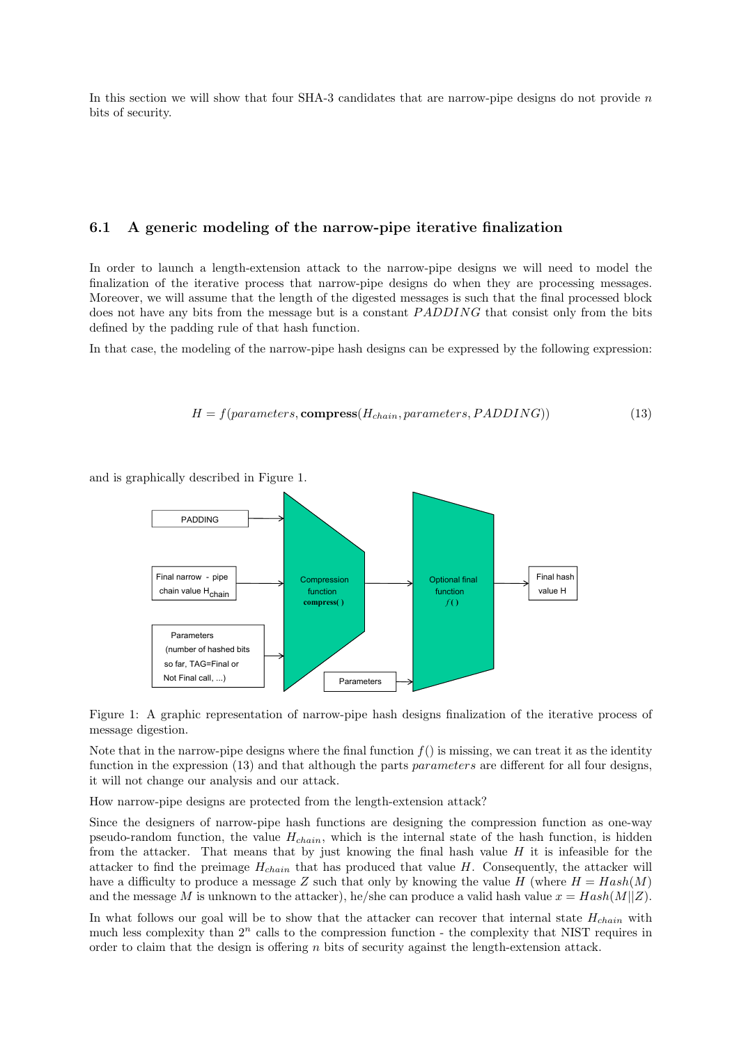In this section we will show that four SHA-3 candidates that are narrow-pipe designs do not provide $n$ bits of security.

### 6.1 A generic modeling of the narrow-pipe iterative finalization

In order to launch a length-extension attack to the narrow-pipe designs we will need to model the finalization of the iterative process that narrow-pipe designs do when they are processing messages. Moreover, we will assume that the length of the digested messages is such that the final processed block does not have any bits from the message but is a constant $PADDING$ that consist only from the bits defined by the padding rule of that hash function.

In that case, the modeling of the narrow-pipe hash designs can be expressed by the following expression:

$$H = f(parameters, \textbf{compress}(H_{chain}, parameters, PADDING)) \tag{13}$$

and is graphically described in Figure 1.

Figure 1: A graphic representation of narrow-pipe hash designs finalization of the iterative process of message digestion.

Note that in the narrow-pipe designs where the final function $f()$ is missing, we can treat it as the identity function in the expression (13) and that although the parts $parameters$ are different for all four designs, it will not change our analysis and our attack.

How narrow-pipe designs are protected from the length-extension attack?

Since the designers of narrow-pipe hash functions are designing the compression function as one-way pseudo-random function, the value $H_{chain}$, which is the internal state of the hash function, is hidden from the attacker. That means that by just knowing the final hash value $H$ it is infeasible for the attacker to find the preimage $H_{chain}$ that has produced that value $H$. Consequently, the attacker will have a difficulty to produce a message $Z$ such that only by knowing the value $H$ (where $H = Hash(M)$ and the message $M$ is unknown to the attacker), he/she can produce a valid hash value $x = Hash(M||Z)$.

In what follows our goal will be to show that the attacker can recover that internal state $H_{chain}$ with much less complexity than $2^n$ calls to the compression function - the complexity that NIST requires in order to claim that the design is offering $n$ bits of security against the length-extension attack.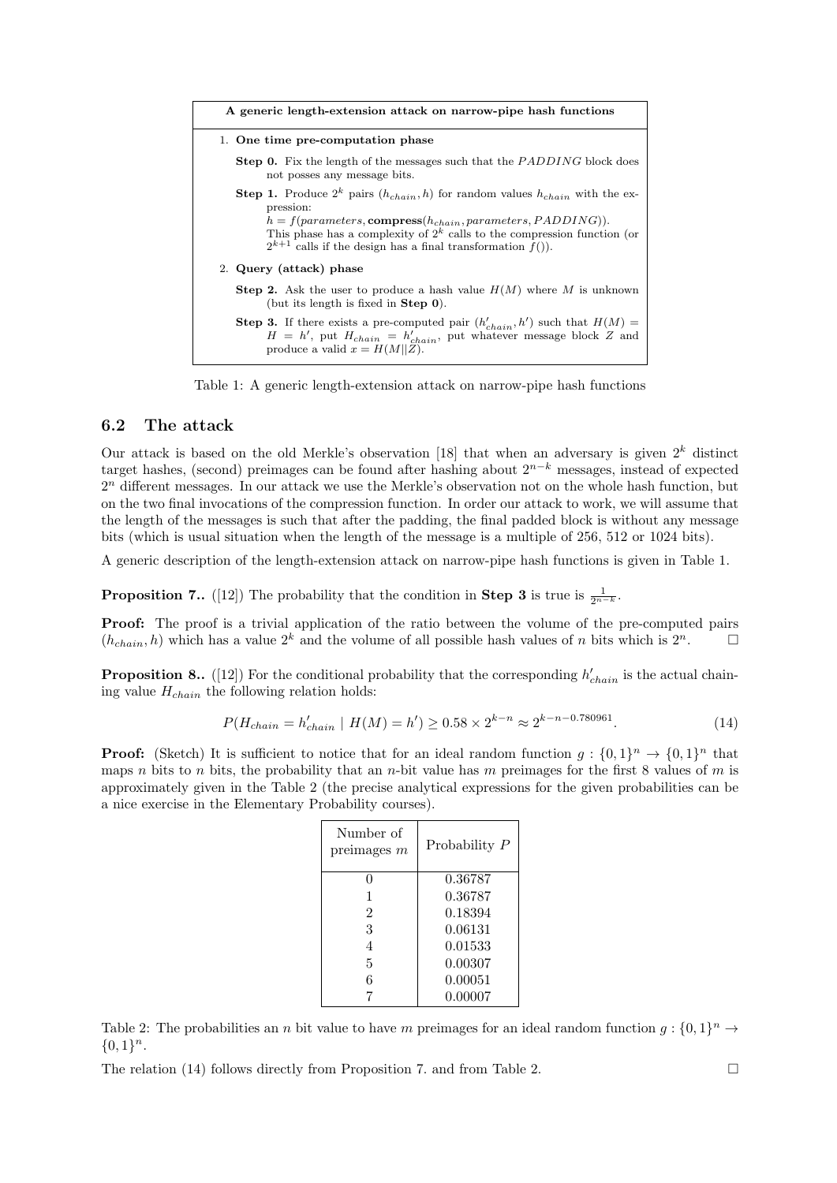| A generic length-extension attack on narrow-pipe hash functions |
|---|
| 1. **One time pre-computation phase** |
| **Step 0.** Fix the length of the messages such that the $PADDING$ block does not posses any message bits. |
| **Step 1.** Produce $2^k$ pairs $(h_{chain}, h)$ for random values $h_{chain}$ with the expression: $h = f(parameters, \textbf{compress}(h_{chain}, parameters, PADDING))$. This phase has a complexity of $2^k$ calls to the compression function (or $2^{k+1}$ calls if the design has a final transformation $f()$). |
| 2. **Query (attack) phase** |
| **Step 2.** Ask the user to produce a hash value $H(M)$ where $M$ is unknown (but its length is fixed in **Step 0**). |
| **Step 3.** If there exists a pre-computed pair $(h'_{chain}, h')$ such that $H(M) = H = h'$, put $H_{chain} = h'_{chain}$, put whatever message block $Z$ and produce a valid $x = H(M\|\|Z)$. |

Table 1: A generic length-extension attack on narrow-pipe hash functions

## 6.2 The attack

Our attack is based on the old Merkle's observation [18] that when an adversary is given $2^k$ distinct target hashes, (second) preimages can be found after hashing about $2^{n-k}$ messages, instead of expected $2^n$ different messages. In our attack we use the Merkle's observation not on the whole hash function, but on the two final invocations of the compression function. In order our attack to work, we will assume that the length of the messages is such that after the padding, the final padded block is without any message bits (which is usual situation when the length of the message is a multiple of 256, 512 or 1024 bits).

A generic description of the length-extension attack on narrow-pipe hash functions is given in Table 1.

**Proposition 7..** ([12]) The probability that the condition in **Step 3** is true is $\frac{1}{2^{n-k}}$.

**Proof:** The proof is a trivial application of the ratio between the volume of the pre-computed pairs $(h_{chain}, h)$ which has a value $2^k$ and the volume of all possible hash values of $n$ bits which is $2^n$. □

**Proposition 8..** ([12]) For the conditional probability that the corresponding $h'_{chain}$ is the actual chaining value $H_{chain}$ the following relation holds:

$$P(H_{chain} = h'_{chain} \mid H(M) = h') \geq 0.58 \times 2^{k-n} \approx 2^{k-n-0.780961}. \tag{14}$$

**Proof:** (Sketch) It is sufficient to notice that for an ideal random function $g : \{0,1\}^n \rightarrow \{0,1\}^n$ that maps $n$ bits to $n$ bits, the probability that an $n$-bit value has $m$ preimages for the first 8 values of $m$ is approximately given in the Table 2 (the precise analytical expressions for the given probabilities can be a nice exercise in the Elementary Probability courses).

| Number of preimages $m$ | Probability $P$ |
|---|---|
| 0 | 0.36787 |
| 1 | 0.36787 |
| 2 | 0.18394 |
| 3 | 0.06131 |
| 4 | 0.01533 |
| 5 | 0.00307 |
| 6 | 0.00051 |
| 7 | 0.00007 |

Table 2: The probabilities an $n$ bit value to have $m$ preimages for an ideal random function $g : \{0,1\}^n \rightarrow \{0,1\}^n$.

The relation (14) follows directly from Proposition 7. and from Table 2. □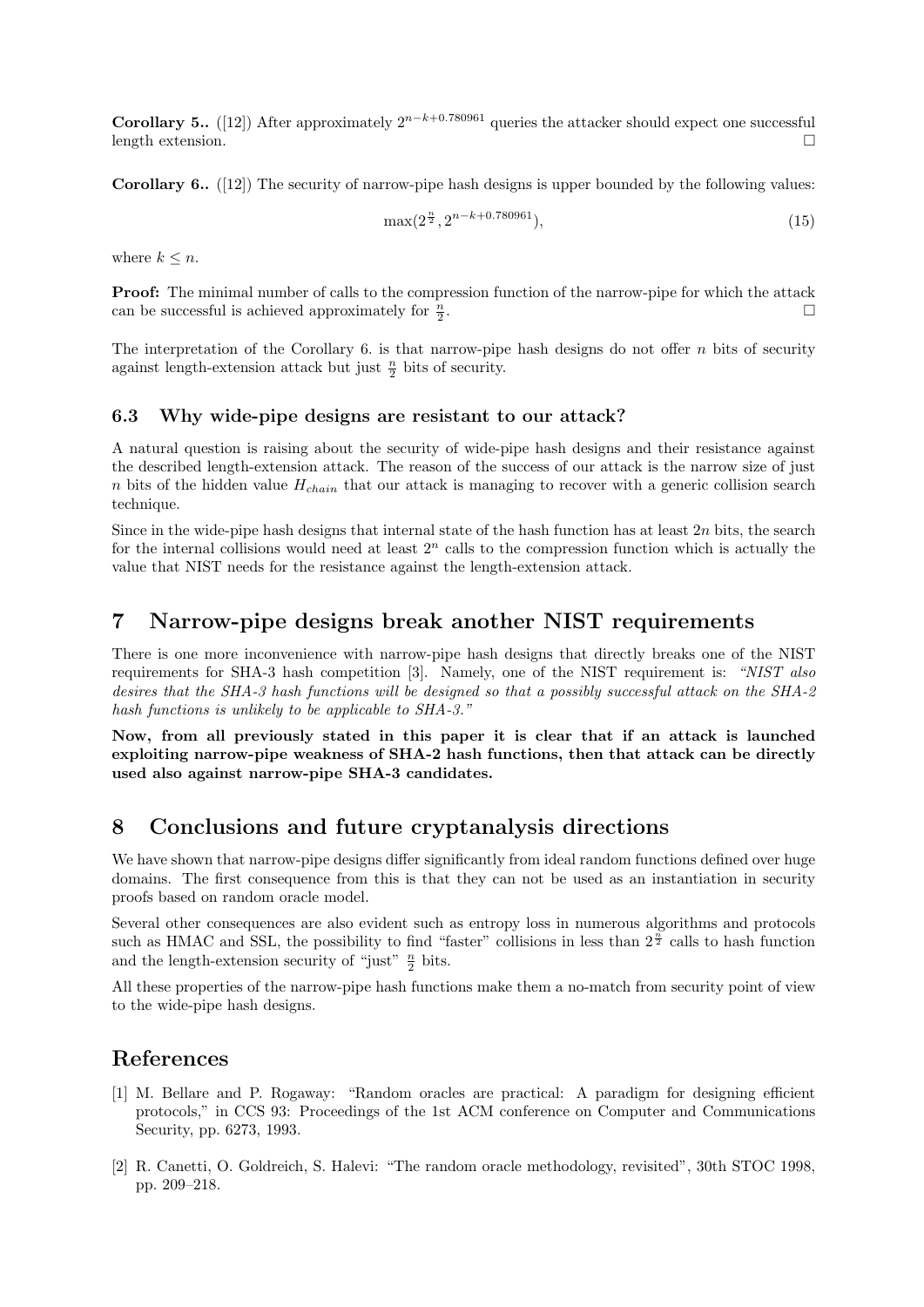**Corollary 5..** ([12]) After approximately $2^{n-k+0.780961}$ queries the attacker should expect one successful length extension. □

**Corollary 6..** ([12]) The security of narrow-pipe hash designs is upper bounded by the following values:

$$\max(2^{\frac{n}{2}}, 2^{n-k+0.780961}), \tag{15}$$

where $k \leq n$.

**Proof:** The minimal number of calls to the compression function of the narrow-pipe for which the attack can be successful is achieved approximately for $\frac{n}{2}$. □

The interpretation of the Corollary 6. is that narrow-pipe hash designs do not offer $n$ bits of security against length-extension attack but just $\frac{n}{2}$ bits of security.

### 6.3 Why wide-pipe designs are resistant to our attack?

A natural question is raising about the security of wide-pipe hash designs and their resistance against the described length-extension attack. The reason of the success of our attack is the narrow size of just $n$ bits of the hidden value $H_{chain}$ that our attack is managing to recover with a generic collision search technique.

Since in the wide-pipe hash designs that internal state of the hash function has at least $2n$ bits, the search for the internal collisions would need at least $2^n$ calls to the compression function which is actually the value that NIST needs for the resistance against the length-extension attack.

## 7 Narrow-pipe designs break another NIST requirements

There is one more inconvenience with narrow-pipe hash designs that directly breaks one of the NIST requirements for SHA-3 hash competition [3]. Namely, one of the NIST requirement is: *"NIST also desires that the SHA-3 hash functions will be designed so that a possibly successful attack on the SHA-2 hash functions is unlikely to be applicable to SHA-3."*

**Now, from all previously stated in this paper it is clear that if an attack is launched exploiting narrow-pipe weakness of SHA-2 hash functions, then that attack can be directly used also against narrow-pipe SHA-3 candidates.**

## 8 Conclusions and future cryptanalysis directions

We have shown that narrow-pipe designs differ significantly from ideal random functions defined over huge domains. The first consequence from this is that they can not be used as an instantiation in security proofs based on random oracle model.

Several other consequences are also evident such as entropy loss in numerous algorithms and protocols such as HMAC and SSL, the possibility to find "faster" collisions in less than $2^{\frac{n}{2}}$ calls to hash function and the length-extension security of "just" $\frac{n}{2}$ bits.

All these properties of the narrow-pipe hash functions make them a no-match from security point of view to the wide-pipe hash designs.

## References

[1] M. Bellare and P. Rogaway: "Random oracles are practical: A paradigm for designing efficient protocols," in CCS 93: Proceedings of the 1st ACM conference on Computer and Communications Security, pp. 6273, 1993.

[2] R. Canetti, O. Goldreich, S. Halevi: "The random oracle methodology, revisited", 30th STOC 1998, pp. 209–218.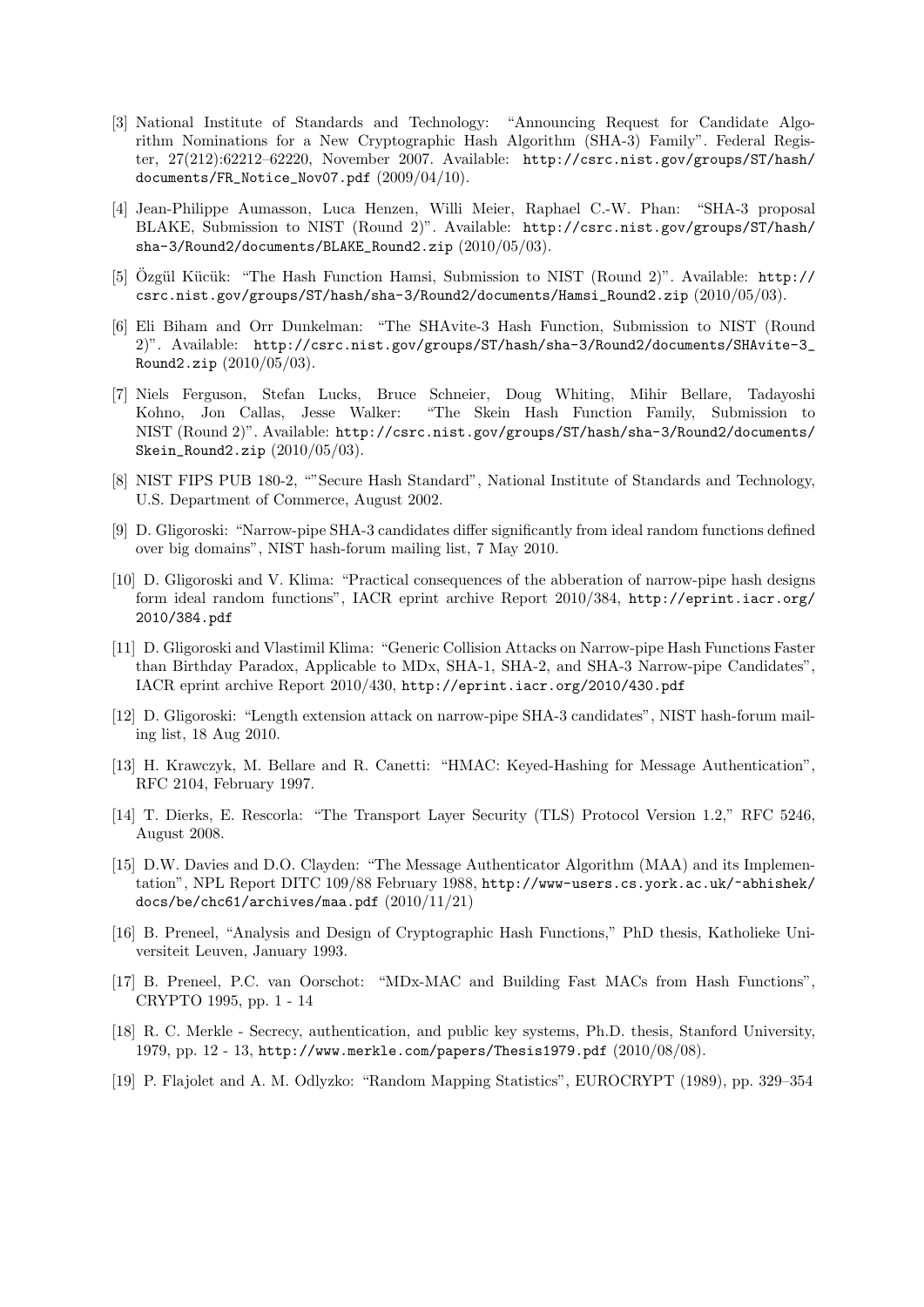[3] National Institute of Standards and Technology: "Announcing Request for Candidate Algorithm Nominations for a New Cryptographic Hash Algorithm (SHA-3) Family". Federal Register, 27(212):62212–62220, November 2007. Available: http://csrc.nist.gov/groups/ST/hash/documents/FR_Notice_Nov07.pdf (2009/04/10).

[4] Jean-Philippe Aumasson, Luca Henzen, Willi Meier, Raphael C.-W. Phan: "SHA-3 proposal BLAKE, Submission to NIST (Round 2)". Available: http://csrc.nist.gov/groups/ST/hash/sha-3/Round2/documents/BLAKE_Round2.zip (2010/05/03).

[5] Özgül Kücük: "The Hash Function Hamsi, Submission to NIST (Round 2)". Available: http://csrc.nist.gov/groups/ST/hash/sha-3/Round2/documents/Hamsi_Round2.zip (2010/05/03).

[6] Eli Biham and Orr Dunkelman: "The SHAvite-3 Hash Function, Submission to NIST (Round 2)". Available: http://csrc.nist.gov/groups/ST/hash/sha-3/Round2/documents/SHAvite-3_Round2.zip (2010/05/03).

[7] Niels Ferguson, Stefan Lucks, Bruce Schneier, Doug Whiting, Mihir Bellare, Tadayoshi Kohno, Jon Callas, Jesse Walker: "The Skein Hash Function Family, Submission to NIST (Round 2)". Available: http://csrc.nist.gov/groups/ST/hash/sha-3/Round2/documents/Skein_Round2.zip (2010/05/03).

[8] NIST FIPS PUB 180-2, ""Secure Hash Standard", National Institute of Standards and Technology, U.S. Department of Commerce, August 2002.

[9] D. Gligoroski: "Narrow-pipe SHA-3 candidates differ significantly from ideal random functions defined over big domains", NIST hash-forum mailing list, 7 May 2010.

[10] D. Gligoroski and V. Klima: "Practical consequences of the abberation of narrow-pipe hash designs form ideal random functions", IACR eprint archive Report 2010/384, http://eprint.iacr.org/2010/384.pdf

[11] D. Gligoroski and Vlastimil Klima: "Generic Collision Attacks on Narrow-pipe Hash Functions Faster than Birthday Paradox, Applicable to MDx, SHA-1, SHA-2, and SHA-3 Narrow-pipe Candidates", IACR eprint archive Report 2010/430, http://eprint.iacr.org/2010/430.pdf

[12] D. Gligoroski: "Length extension attack on narrow-pipe SHA-3 candidates", NIST hash-forum mailing list, 18 Aug 2010.

[13] H. Krawczyk, M. Bellare and R. Canetti: "HMAC: Keyed-Hashing for Message Authentication", RFC 2104, February 1997.

[14] T. Dierks, E. Rescorla: "The Transport Layer Security (TLS) Protocol Version 1.2," RFC 5246, August 2008.

[15] D.W. Davies and D.O. Clayden: "The Message Authenticator Algorithm (MAA) and its Implementation", NPL Report DITC 109/88 February 1988, http://www-users.cs.york.ac.uk/~abhishek/docs/be/chc61/archives/maa.pdf (2010/11/21)

[16] B. Preneel, "Analysis and Design of Cryptographic Hash Functions," PhD thesis, Katholieke Universiteit Leuven, January 1993.

[17] B. Preneel, P.C. van Oorschot: "MDx-MAC and Building Fast MACs from Hash Functions", CRYPTO 1995, pp. 1 - 14

[18] R. C. Merkle - Secrecy, authentication, and public key systems, Ph.D. thesis, Stanford University, 1979, pp. 12 - 13, http://www.merkle.com/papers/Thesis1979.pdf (2010/08/08).

[19] P. Flajolet and A. M. Odlyzko: "Random Mapping Statistics", EUROCRYPT (1989), pp. 329–354